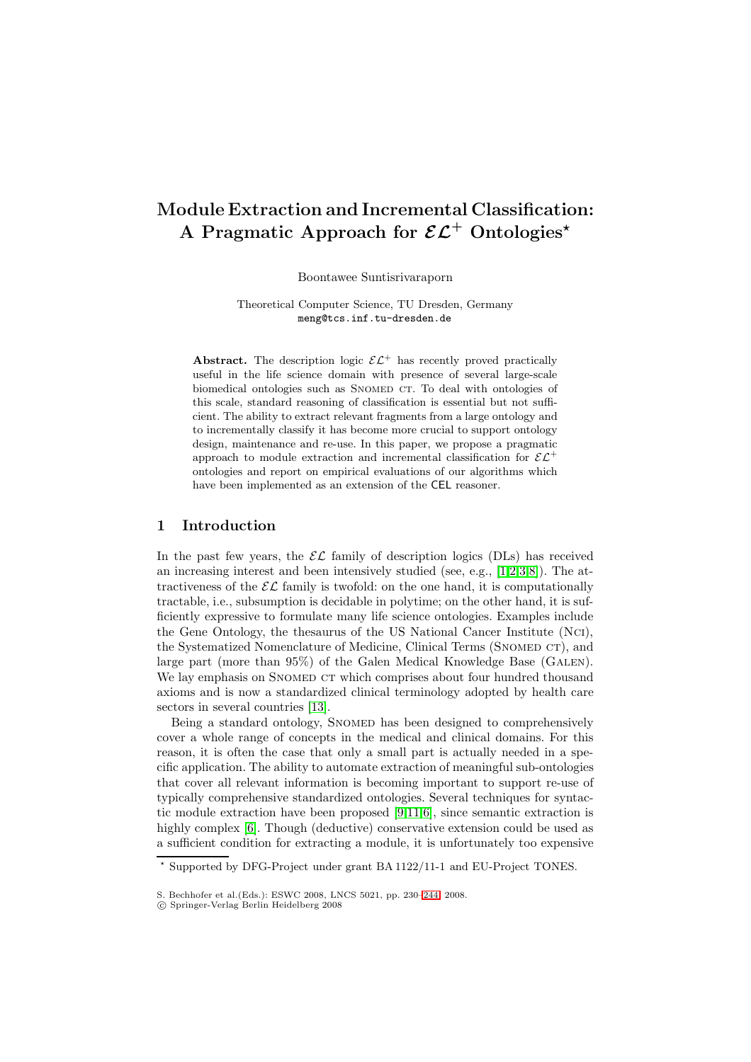# Module Extraction and Incremental Classification: A Pragmatic Approach for $\mathcal{EL}^+$ Ontologies*

Boontawee Suntisrivaraporn

Theoretical Computer Science, TU Dresden, Germany
meng@tcs.inf.tu-dresden.de

**Abstract.** The description logic $\mathcal{EL}^+$ has recently proved practically useful in the life science domain with presence of several large-scale biomedical ontologies such as SNOMED CT. To deal with ontologies of this scale, standard reasoning of classification is essential but not sufficient. The ability to extract relevant fragments from a large ontology and to incrementally classify it has become more crucial to support ontology design, maintenance and re-use. In this paper, we propose a pragmatic approach to module extraction and incremental classification for $\mathcal{EL}^+$ ontologies and report on empirical evaluations of our algorithms which have been implemented as an extension of the CEL reasoner.

## 1 Introduction

In the past few years, the $\mathcal{EL}$ family of description logics (DLs) has received an increasing interest and been intensively studied (see, e.g., [1,2,3,8]). The attractiveness of the $\mathcal{EL}$ family is twofold: on the one hand, it is computationally tractable, i.e., subsumption is decidable in polytime; on the other hand, it is sufficiently expressive to formulate many life science ontologies. Examples include the Gene Ontology, the thesaurus of the US National Cancer Institute (NCI), the Systematized Nomenclature of Medicine, Clinical Terms (SNOMED CT), and large part (more than 95%) of the Galen Medical Knowledge Base (GALEN). We lay emphasis on SNOMED CT which comprises about four hundred thousand axioms and is now a standardized clinical terminology adopted by health care sectors in several countries [13].

Being a standard ontology, SNOMED has been designed to comprehensively cover a whole range of concepts in the medical and clinical domains. For this reason, it is often the case that only a small part is actually needed in a specific application. The ability to automate extraction of meaningful sub-ontologies that cover all relevant information is becoming important to support re-use of typically comprehensive standardized ontologies. Several techniques for syntactic module extraction have been proposed [9,11,6], since semantic extraction is highly complex [6]. Though (deductive) conservative extension could be used as a sufficient condition for extracting a module, it is unfortunately too expensive

---

* Supported by DFG-Project under grant BA 1122/11-1 and EU-Project TONES.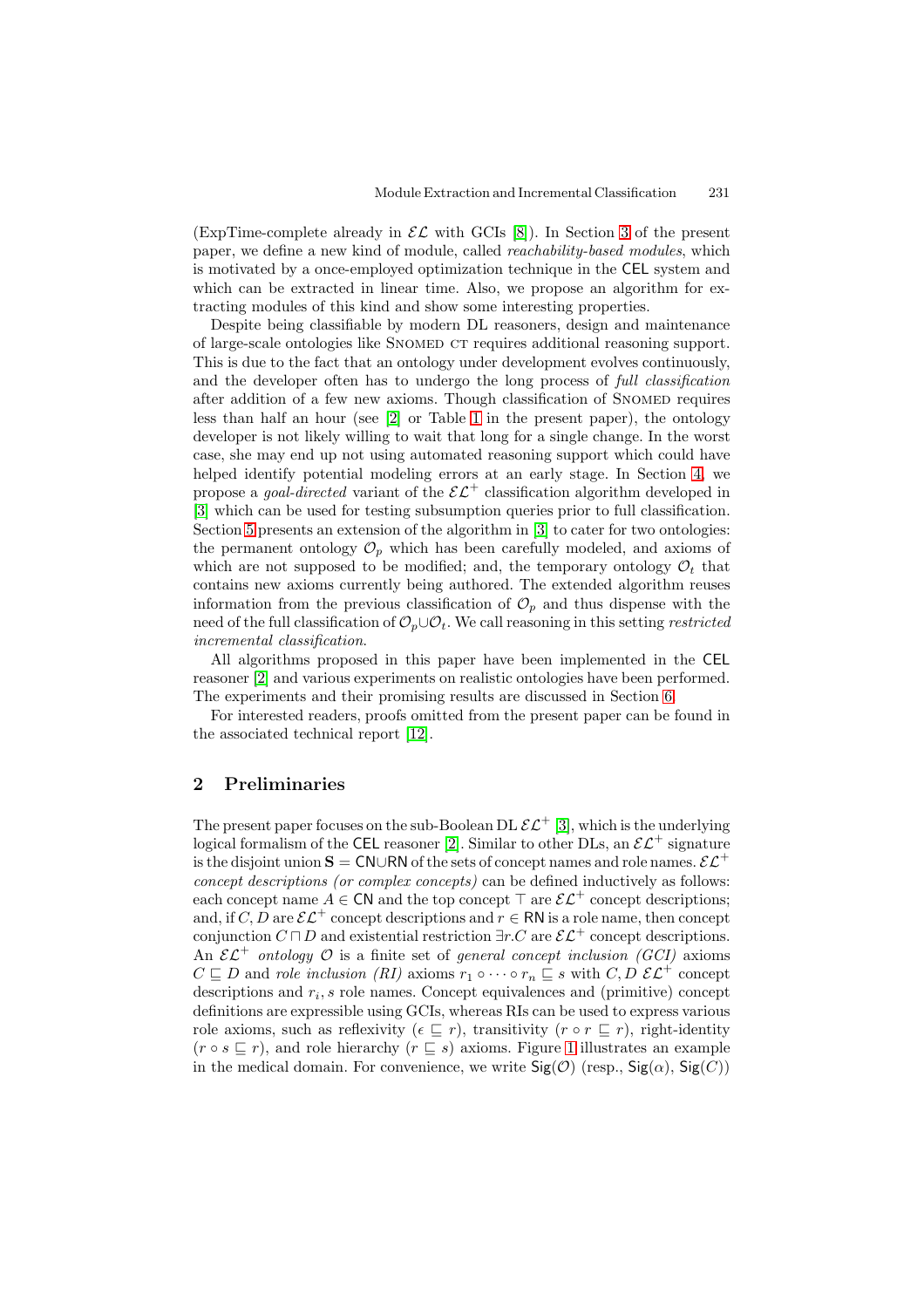(ExpTime-complete already in $\mathcal{EL}$ with GCIs [8]). In Section 3 of the present paper, we define a new kind of module, called *reachability-based modules*, which is motivated by a once-employed optimization technique in the CEL system and which can be extracted in linear time. Also, we propose an algorithm for extracting modules of this kind and show some interesting properties.

Despite being classifiable by modern DL reasoners, design and maintenance of large-scale ontologies like SNOMED CT requires additional reasoning support. This is due to the fact that an ontology under development evolves continuously, and the developer often has to undergo the long process of *full classification* after addition of a few new axioms. Though classification of SNOMED requires less than half an hour (see [2] or Table 1 in the present paper), the ontology developer is not likely willing to wait that long for a single change. In the worst case, she may end up not using automated reasoning support which could have helped identify potential modeling errors at an early stage. In Section 4, we propose a *goal-directed* variant of the $\mathcal{EL}^+$ classification algorithm developed in [3] which can be used for testing subsumption queries prior to full classification. Section 5 presents an extension of the algorithm in [3] to cater for two ontologies: the permanent ontology $\mathcal{O}_p$ which has been carefully modeled, and axioms of which are not supposed to be modified; and, the temporary ontology $\mathcal{O}_t$ that contains new axioms currently being authored. The extended algorithm reuses information from the previous classification of $\mathcal{O}_p$ and thus dispense with the need of the full classification of $\mathcal{O}_p \cup \mathcal{O}_t$. We call reasoning in this setting *restricted incremental classification*.

All algorithms proposed in this paper have been implemented in the CEL reasoner [2] and various experiments on realistic ontologies have been performed. The experiments and their promising results are discussed in Section 6.

For interested readers, proofs omitted from the present paper can be found in the associated technical report [12].

## 2 Preliminaries

The present paper focuses on the sub-Boolean DL $\mathcal{EL}^+$ [3], which is the underlying logical formalism of the CEL reasoner [2]. Similar to other DLs, an $\mathcal{EL}^+$ signature is the disjoint union $\mathsf{S} = \mathsf{CN} \cup \mathsf{RN}$ of the sets of concept names and role names. $\mathcal{EL}^+$ *concept descriptions (or complex concepts)* can be defined inductively as follows: each concept name $A \in \mathsf{CN}$ and the top concept $\top$ are $\mathcal{EL}^+$ concept descriptions; and, if $C, D$ are $\mathcal{EL}^+$ concept descriptions and $r \in \mathsf{RN}$ is a role name, then concept conjunction $C \sqcap D$ and existential restriction $\exists r.C$ are $\mathcal{EL}^+$ concept descriptions. An $\mathcal{EL}^+$ *ontology* $\mathcal{O}$ is a finite set of *general concept inclusion (GCI)* axioms $C \sqsubseteq D$ and *role inclusion (RI)* axioms $r_1 \circ \cdots \circ r_n \sqsubseteq s$ with $C, D$ $\mathcal{EL}^+$ concept descriptions and $r_i, s$ role names. Concept equivalences and (primitive) concept definitions are expressible using GCIs, whereas RIs can be used to express various role axioms, such as reflexivity ($\epsilon \sqsubseteq r$), transitivity ($r \circ r \sqsubseteq r$), right-identity ($r \circ s \sqsubseteq r$), and role hierarchy ($r \sqsubseteq s$) axioms. Figure 1 illustrates an example in the medical domain. For convenience, we write $\mathsf{Sig}(\mathcal{O})$ (resp., $\mathsf{Sig}(\alpha)$, $\mathsf{Sig}(C)$)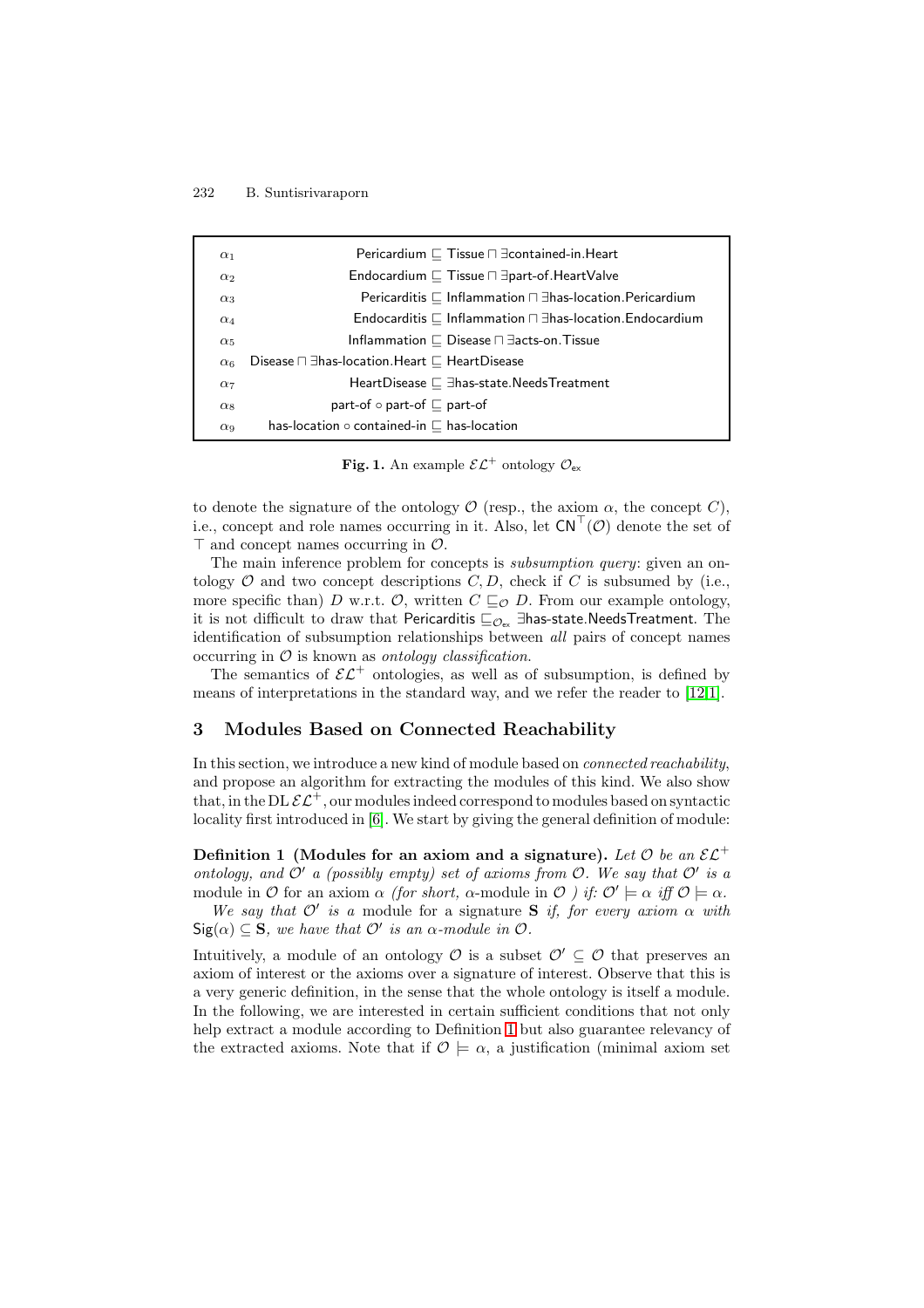| | |
|---|---|
| $\alpha_1$ | Pericardium $\sqsubseteq$ Tissue $\sqcap$ $\exists$contained-in.Heart |
| $\alpha_2$ | Endocardium $\sqsubseteq$ Tissue $\sqcap$ $\exists$part-of.HeartValve |
| $\alpha_3$ | Pericarditis $\sqsubseteq$ Inflammation $\sqcap$ $\exists$has-location.Pericardium |
| $\alpha_4$ | Endocarditis $\sqsubseteq$ Inflammation $\sqcap$ $\exists$has-location.Endocardium |
| $\alpha_5$ | Inflammation $\sqsubseteq$ Disease $\sqcap$ $\exists$acts-on.Tissue |
| $\alpha_6$ | Disease $\sqcap$ $\exists$has-location.Heart $\sqsubseteq$ HeartDisease |
| $\alpha_7$ | HeartDisease $\sqsubseteq$ $\exists$has-state.NeedsTreatment |
| $\alpha_8$ | part-of $\circ$ part-of $\sqsubseteq$ part-of |
| $\alpha_9$ | has-location $\circ$ contained-in $\sqsubseteq$ has-location |

**Fig. 1.** An example $\mathcal{EL}^+$ ontology $\mathcal{O}_{\mathsf{ex}}$

to denote the signature of the ontology $\mathcal{O}$ (resp., the axiom $\alpha$, the concept $C$), i.e., concept and role names occurring in it. Also, let $\mathsf{CN}^\top(\mathcal{O})$ denote the set of $\top$ and concept names occurring in $\mathcal{O}$.

The main inference problem for concepts is *subsumption query*: given an ontology $\mathcal{O}$ and two concept descriptions $C, D$, check if $C$ is subsumed by (i.e., more specific than) $D$ w.r.t. $\mathcal{O}$, written $C \sqsubseteq_{\mathcal{O}} D$. From our example ontology, it is not difficult to draw that Pericarditis $\sqsubseteq_{\mathcal{O}_{\mathsf{ex}}}$ $\exists$has-state.NeedsTreatment. The identification of subsumption relationships between *all* pairs of concept names occurring in $\mathcal{O}$ is known as *ontology classification*.

The semantics of $\mathcal{EL}^+$ ontologies, as well as of subsumption, is defined by means of interpretations in the standard way, and we refer the reader to [12,1].

## 3 Modules Based on Connected Reachability

In this section, we introduce a new kind of module based on *connected reachability*, and propose an algorithm for extracting the modules of this kind. We also show that, in the DL $\mathcal{EL}^+$, our modules indeed correspond to modules based on syntactic locality first introduced in [6]. We start by giving the general definition of module:

**Definition 1 (Modules for an axiom and a signature).** *Let $\mathcal{O}$ be an $\mathcal{EL}^+$ ontology, and $\mathcal{O}'$ a (possibly empty) set of axioms from $\mathcal{O}$. We say that $\mathcal{O}'$ is a* module in $\mathcal{O}$ for an axiom $\alpha$ *(for short, $\alpha$-module in $\mathcal{O}$ ) if: $\mathcal{O}' \models \alpha$ iff $\mathcal{O} \models \alpha$.*

*We say that $\mathcal{O}'$ is a* module for a signature $\mathbf{S}$ *if, for every axiom $\alpha$ with $\mathsf{Sig}(\alpha) \subseteq \mathbf{S}$, we have that $\mathcal{O}'$ is an $\alpha$-module in $\mathcal{O}$.*

Intuitively, a module of an ontology $\mathcal{O}$ is a subset $\mathcal{O}' \subseteq \mathcal{O}$ that preserves an axiom of interest or the axioms over a signature of interest. Observe that this is a very generic definition, in the sense that the whole ontology is itself a module. In the following, we are interested in certain sufficient conditions that not only help extract a module according to Definition 1 but also guarantee relevancy of the extracted axioms. Note that if $\mathcal{O} \models \alpha$, a justification (minimal axiom set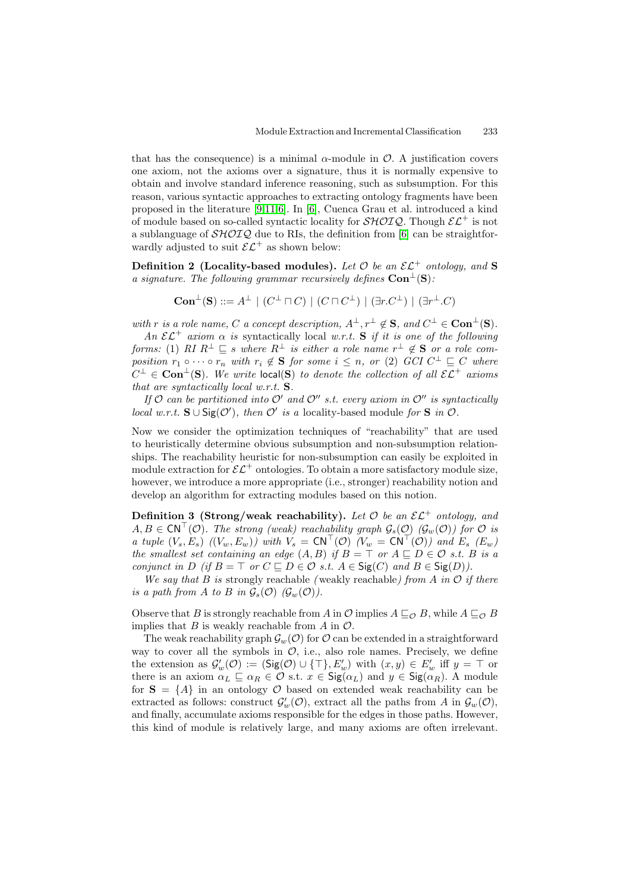that has the consequence) is a minimal $\alpha$-module in $\mathcal{O}$. A justification covers one axiom, not the axioms over a signature, thus it is normally expensive to obtain and involve standard inference reasoning, such as subsumption. For this reason, various syntactic approaches to extracting ontology fragments have been proposed in the literature [9,11,6]. In [6], Cuenca Grau et al. introduced a kind of module based on so-called syntactic locality for $\mathcal{SHOIQ}$. Though $\mathcal{EL}^+$ is not a sublanguage of $\mathcal{SHOIQ}$ due to RIs, the definition from [6] can be straightforwardly adjusted to suit $\mathcal{EL}^+$ as shown below:

**Definition 2 (Locality-based modules).** *Let $\mathcal{O}$ be an $\mathcal{EL}^+$ ontology, and $\mathbf{S}$ a signature. The following grammar recursively defines $\mathbf{Con}^\perp(\mathbf{S})$:*

$$\mathbf{Con}^\perp(\mathbf{S}) ::= A^\perp \mid (C^\perp \sqcap C) \mid (C \sqcap C^\perp) \mid (\exists r.C^\perp) \mid (\exists r^\perp.C)$$

*with $r$ is a role name, $C$ a concept description, $A^\perp, r^\perp \notin \mathbf{S}$, and $C^\perp \in \mathbf{Con}^\perp(\mathbf{S})$.*

*An $\mathcal{EL}^+$ axiom $\alpha$ is* syntactically local *w.r.t. $\mathbf{S}$ if it is one of the following forms: (1) RI $R^\perp \sqsubseteq s$ where $R^\perp$ is either a role name $r^\perp \notin \mathbf{S}$ or a role composition $r_1 \circ \cdots \circ r_n$ with $r_i \notin \mathbf{S}$ for some $i \leq n$, or (2) GCI $C^\perp \sqsubseteq C$ where $C^\perp \in \mathbf{Con}^\perp(\mathbf{S})$. We write $\mathsf{local}(\mathbf{S})$ to denote the collection of all $\mathcal{EL}^+$ axioms that are syntactically local w.r.t. $\mathbf{S}$.*

*If $\mathcal{O}$ can be partitioned into $\mathcal{O}'$ and $\mathcal{O}''$ s.t. every axiom in $\mathcal{O}''$ is syntactically local w.r.t. $\mathbf{S} \cup \mathsf{Sig}(\mathcal{O}')$, then $\mathcal{O}'$ is a* locality-based module *for $\mathbf{S}$ in $\mathcal{O}$.*

Now we consider the optimization techniques of "reachability" that are used to heuristically determine obvious subsumption and non-subsumption relationships. The reachability heuristic for non-subsumption can easily be exploited in module extraction for $\mathcal{EL}^+$ ontologies. To obtain a more satisfactory module size, however, we introduce a more appropriate (i.e., stronger) reachability notion and develop an algorithm for extracting modules based on this notion.

**Definition 3 (Strong/weak reachability).** *Let $\mathcal{O}$ be an $\mathcal{EL}^+$ ontology, and $A, B \in \mathsf{CN}^\top(\mathcal{O})$. The strong (weak) reachability graph $\mathcal{G}_s(\mathcal{O})$ ($\mathcal{G}_w(\mathcal{O})$) for $\mathcal{O}$ is a tuple $(V_s, E_s)$ ($(V_w, E_w)$) with $V_s = \mathsf{CN}^\top(\mathcal{O})$ ($V_w = \mathsf{CN}^\top(\mathcal{O})$) and $E_s$ ($E_w$) the smallest set containing an edge $(A, B)$ if $B = \top$ or $A \sqsubseteq D \in \mathcal{O}$ s.t. $B$ is a conjunct in $D$ (if $B = \top$ or $C \sqsubseteq D \in \mathcal{O}$ s.t. $A \in \mathsf{Sig}(C)$ and $B \in \mathsf{Sig}(D)$).*

*We say that $B$ is* strongly reachable *(*weakly reachable*) from $A$ in $\mathcal{O}$ if there is a path from $A$ to $B$ in $\mathcal{G}_s(\mathcal{O})$ ($\mathcal{G}_w(\mathcal{O})$).*

Observe that $B$ is strongly reachable from $A$ in $\mathcal{O}$ implies $A \sqsubseteq_\mathcal{O} B$, while $A \sqsubseteq_\mathcal{O} B$ implies that $B$ is weakly reachable from $A$ in $\mathcal{O}$.

The weak reachability graph $\mathcal{G}_w(\mathcal{O})$ for $\mathcal{O}$ can be extended in a straightforward way to cover all the symbols in $\mathcal{O}$, i.e., also role names. Precisely, we define the extension as $\mathcal{G}'_w(\mathcal{O}) := (\mathsf{Sig}(\mathcal{O}) \cup \{\top\}, E'_w)$ with $(x, y) \in E'_w$ iff $y = \top$ or there is an axiom $\alpha_L \sqsubseteq \alpha_R \in \mathcal{O}$ s.t. $x \in \mathsf{Sig}(\alpha_L)$ and $y \in \mathsf{Sig}(\alpha_R)$. A module for $\mathbf{S} = \{A\}$ in an ontology $\mathcal{O}$ based on extended weak reachability can be extracted as follows: construct $\mathcal{G}'_w(\mathcal{O})$, extract all the paths from $A$ in $\mathcal{G}_w(\mathcal{O})$, and finally, accumulate axioms responsible for the edges in those paths. However, this kind of module is relatively large, and many axioms are often irrelevant.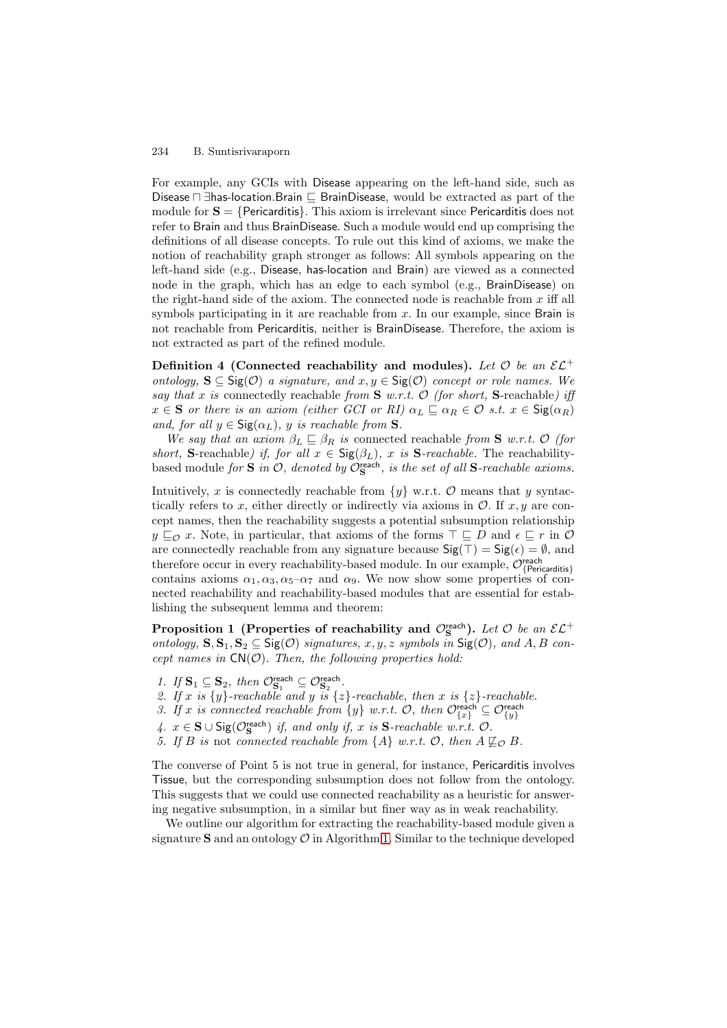For example, any GCIs with Disease appearing on the left-hand side, such as $\mathsf{Disease} \sqcap \exists \mathsf{has\text{-}location.Brain} \sqsubseteq \mathsf{BrainDisease}$, would be extracted as part of the module for $\mathbf{S} = \{\mathsf{Pericarditis}\}$. This axiom is irrelevant since Pericarditis does not refer to Brain and thus BrainDisease. Such a module would end up comprising the definitions of all disease concepts. To rule out this kind of axioms, we make the notion of reachability graph stronger as follows: All symbols appearing on the left-hand side (e.g., Disease, has-location and Brain) are viewed as a connected node in the graph, which has an edge to each symbol (e.g., BrainDisease) on the right-hand side of the axiom. The connected node is reachable from $x$ iff all symbols participating in it are reachable from $x$. In our example, since Brain is not reachable from Pericarditis, neither is BrainDisease. Therefore, the axiom is not extracted as part of the refined module.

**Definition 4 (Connected reachability and modules).** *Let $\mathcal{O}$ be an $\mathcal{EL}^+$ ontology, $\mathbf{S} \subseteq \mathsf{Sig}(\mathcal{O})$ a signature, and $x, y \in \mathsf{Sig}(\mathcal{O})$ concept or role names. We say that $x$ is* connectedly reachable *from $\mathbf{S}$ w.r.t. $\mathcal{O}$ (for short, $\mathbf{S}$-reachable) iff $x \in \mathbf{S}$ or there is an axiom (either GCI or RI) $\alpha_L \sqsubseteq \alpha_R \in \mathcal{O}$ s.t. $x \in \mathsf{Sig}(\alpha_R)$ and, for all $y \in \mathsf{Sig}(\alpha_L)$, $y$ is reachable from $\mathbf{S}$.*

*We say that an axiom $\beta_L \sqsubseteq \beta_R$ is* connected reachable *from $\mathbf{S}$ w.r.t. $\mathcal{O}$ (for short, $\mathbf{S}$-reachable) if, for all $x \in \mathsf{Sig}(\beta_L)$, $x$ is $\mathbf{S}$-reachable.* The reachability-based module *for $\mathbf{S}$ in $\mathcal{O}$, denoted by $\mathcal{O}^{\mathsf{reach}}_{\mathbf{S}}$, is the set of all $\mathbf{S}$-reachable axioms.*

Intuitively, $x$ is connectedly reachable from $\{y\}$ w.r.t. $\mathcal{O}$ means that $y$ syntactically refers to $x$, either directly or indirectly via axioms in $\mathcal{O}$. If $x, y$ are concept names, then the reachability suggests a potential subsumption relationship $y \sqsubseteq_{\mathcal{O}} x$. Note, in particular, that axioms of the forms $\top \sqsubseteq D$ and $\epsilon \sqsubseteq r$ in $\mathcal{O}$ are connectedly reachable from any signature because $\mathsf{Sig}(\top) = \mathsf{Sig}(\epsilon) = \emptyset$, and therefore occur in every reachability-based module. In our example, $\mathcal{O}^{\mathsf{reach}}_{\{\mathsf{Pericarditis}\}}$ contains axioms $\alpha_1, \alpha_3, \alpha_5$–$\alpha_7$ and $\alpha_9$. We now show some properties of connected reachability and reachability-based modules that are essential for establishing the subsequent lemma and theorem:

**Proposition 1 (Properties of reachability and $\mathcal{O}^{\mathsf{reach}}_{\mathbf{S}}$).** *Let $\mathcal{O}$ be an $\mathcal{EL}^+$ ontology, $\mathbf{S}, \mathbf{S}_1, \mathbf{S}_2 \subseteq \mathsf{Sig}(\mathcal{O})$ signatures, $x, y, z$ symbols in $\mathsf{Sig}(\mathcal{O})$, and $A, B$ concept names in $\mathsf{CN}(\mathcal{O})$. Then, the following properties hold:*

1. *If $\mathbf{S}_1 \subseteq \mathbf{S}_2$, then $\mathcal{O}^{\mathsf{reach}}_{\mathbf{S}_1} \subseteq \mathcal{O}^{\mathsf{reach}}_{\mathbf{S}_2}$.*
2. *If $x$ is $\{y\}$-reachable and $y$ is $\{z\}$-reachable, then $x$ is $\{z\}$-reachable.*
3. *If $x$ is connected reachable from $\{y\}$ w.r.t. $\mathcal{O}$, then $\mathcal{O}^{\mathsf{reach}}_{\{x\}} \subseteq \mathcal{O}^{\mathsf{reach}}_{\{y\}}$*
4. *$x \in \mathbf{S} \cup \mathsf{Sig}(\mathcal{O}^{\mathsf{reach}}_{\mathbf{S}})$ if, and only if, $x$ is $\mathbf{S}$-reachable w.r.t. $\mathcal{O}$.*
5. *If $B$ is* not *connected reachable from $\{A\}$ w.r.t. $\mathcal{O}$, then $A \not\sqsubseteq_{\mathcal{O}} B$.*

The converse of Point 5 is not true in general, for instance, Pericarditis involves Tissue, but the corresponding subsumption does not follow from the ontology. This suggests that we could use connected reachability as a heuristic for answering negative subsumption, in a similar but finer way as in weak reachability.

We outline our algorithm for extracting the reachability-based module given a signature $\mathbf{S}$ and an ontology $\mathcal{O}$ in Algorithm 1. Similar to the technique developed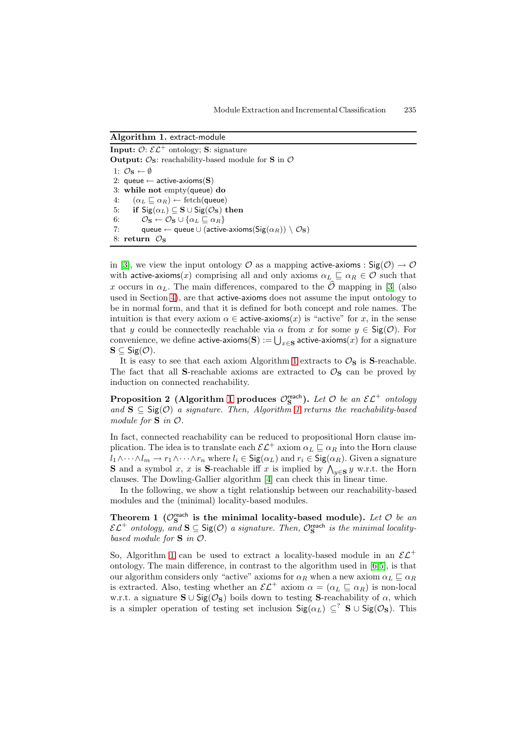**Algorithm 1.** extract-module

**Input:** $\mathcal{O}$: $\mathcal{EL}^+$ ontology; $\mathbf{S}$: signature
**Output:** $\mathcal{O}_\mathbf{S}$: reachability-based module for $\mathbf{S}$ in $\mathcal{O}$

```
1: O_S ← ∅
2: queue ← active-axioms(S)
3: while not empty(queue) do
4:    (α_L ⊑ α_R) ← fetch(queue)
5:    if Sig(α_L) ⊆ S ∪ Sig(O_S) then
6:       O_S ← O_S ∪ {α_L ⊑ α_R}
7:       queue ← queue ∪ (active-axioms(Sig(α_R)) \ O_S)
8: return O_S
```

in [3], we view the input ontology $\mathcal{O}$ as a mapping $\mathsf{active\text{-}axioms} : \mathsf{Sig}(\mathcal{O}) \rightarrow \mathcal{O}$ with $\mathsf{active\text{-}axioms}(x)$ comprising all and only axioms $\alpha_L \sqsubseteq \alpha_R \in \mathcal{O}$ such that $x$ occurs in $\alpha_L$. The main differences, compared to the $\widehat{\mathcal{O}}$ mapping in [3] (also used in Section 4), are that active-axioms does not assume the input ontology to be in normal form, and that it is defined for both concept and role names. The intuition is that every axiom $\alpha \in \mathsf{active\text{-}axioms}(x)$ is "active" for $x$, in the sense that $y$ could be connectedly reachable via $\alpha$ from $x$ for some $y \in \mathsf{Sig}(\mathcal{O})$. For convenience, we define $\mathsf{active\text{-}axioms}(\mathbf{S}) := \bigcup_{x \in \mathbf{S}} \mathsf{active\text{-}axioms}(x)$ for a signature $\mathbf{S} \subseteq \mathsf{Sig}(\mathcal{O})$.

It is easy to see that each axiom Algorithm 1 extracts to $\mathcal{O}_\mathbf{S}$ is $\mathbf{S}$-reachable. The fact that all $\mathbf{S}$-reachable axioms are extracted to $\mathcal{O}_\mathbf{S}$ can be proved by induction on connected reachability.

**Proposition 2 (Algorithm 1 produces $\mathcal{O}_\mathbf{S}^{\mathsf{reach}}$).** *Let $\mathcal{O}$ be an $\mathcal{EL}^+$ ontology and $\mathbf{S} \subseteq \mathsf{Sig}(\mathcal{O})$ a signature. Then, Algorithm 1 returns the reachability-based module for $\mathbf{S}$ in $\mathcal{O}$.*

In fact, connected reachability can be reduced to propositional Horn clause implication. The idea is to translate each $\mathcal{EL}^+$ axiom $\alpha_L \sqsubseteq \alpha_R$ into the Horn clause $l_1 \wedge \cdots \wedge l_m \rightarrow r_1 \wedge \cdots \wedge r_n$ where $l_i \in \mathsf{Sig}(\alpha_L)$ and $r_i \in \mathsf{Sig}(\alpha_R)$. Given a signature $\mathbf{S}$ and a symbol $x$, $x$ is $\mathbf{S}$-reachable iff $x$ is implied by $\bigwedge_{y \in \mathbf{S}} y$ w.r.t. the Horn clauses. The Dowling-Gallier algorithm [4] can check this in linear time.

In the following, we show a tight relationship between our reachability-based modules and the (minimal) locality-based modules.

**Theorem 1 ($\mathcal{O}_\mathbf{S}^{\mathsf{reach}}$ is the minimal locality-based module).** *Let $\mathcal{O}$ be an $\mathcal{EL}^+$ ontology, and $\mathbf{S} \subseteq \mathsf{Sig}(\mathcal{O})$ a signature. Then, $\mathcal{O}_\mathbf{S}^{\mathsf{reach}}$ is the minimal locality-based module for $\mathbf{S}$ in $\mathcal{O}$.*

So, Algorithm 1 can be used to extract a locality-based module in an $\mathcal{EL}^+$ ontology. The main difference, in contrast to the algorithm used in [6,5], is that our algorithm considers only "active" axioms for $\alpha_R$ when a new axiom $\alpha_L \sqsubseteq \alpha_R$ is extracted. Also, testing whether an $\mathcal{EL}^+$ axiom $\alpha = (\alpha_L \sqsubseteq \alpha_R)$ is non-local w.r.t. a signature $\mathbf{S} \cup \mathsf{Sig}(\mathcal{O}_\mathbf{S})$ boils down to testing $\mathbf{S}$-reachability of $\alpha$, which is a simpler operation of testing set inclusion $\mathsf{Sig}(\alpha_L) \overset{?}{\subseteq} \mathbf{S} \cup \mathsf{Sig}(\mathcal{O}_\mathbf{S})$. This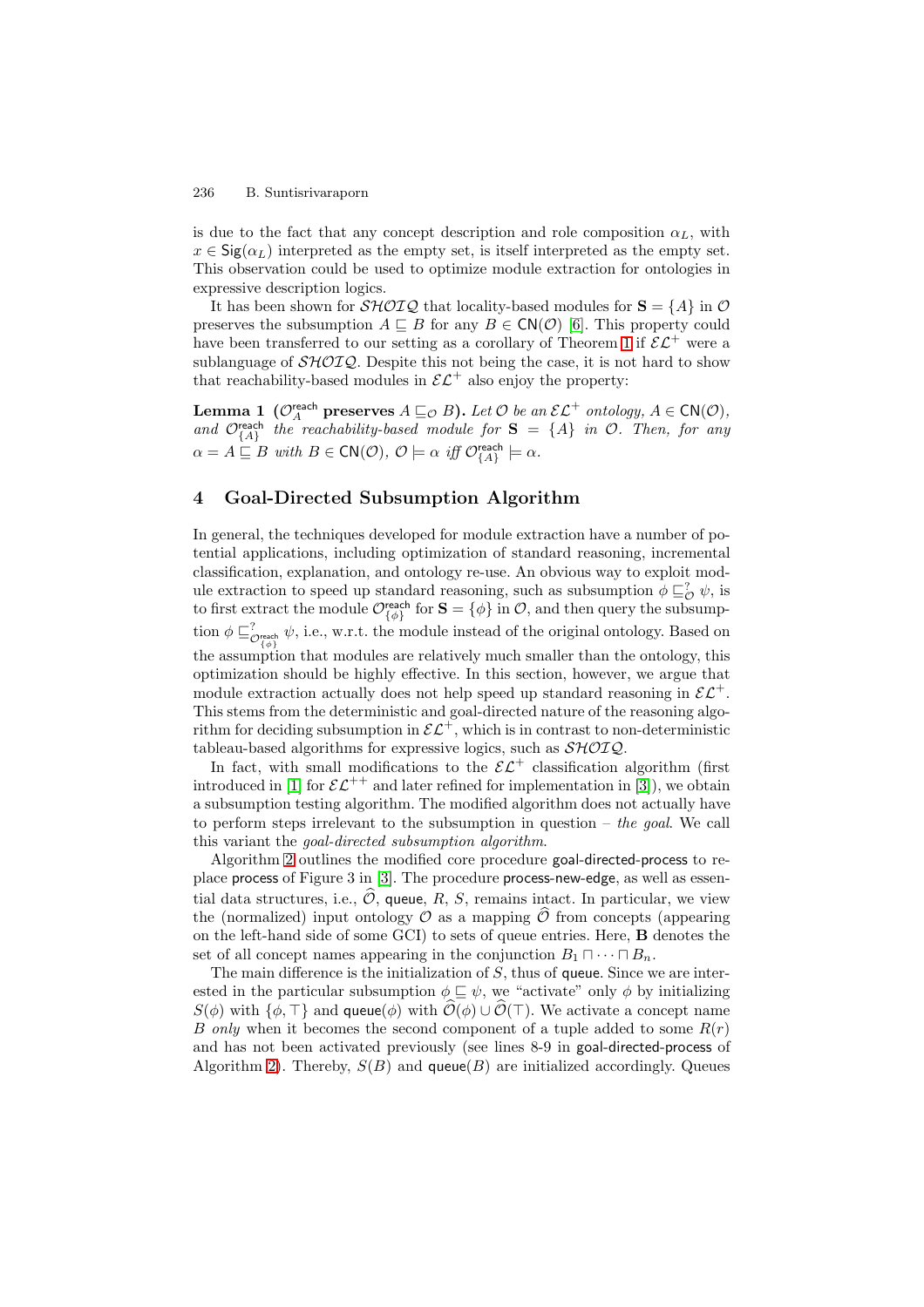is due to the fact that any concept description and role composition $\alpha_L$, with $x \in \mathsf{Sig}(\alpha_L)$ interpreted as the empty set, is itself interpreted as the empty set. This observation could be used to optimize module extraction for ontologies in expressive description logics.

It has been shown for $\mathcal{SHOIQ}$ that locality-based modules for $\mathbf{S} = \{A\}$ in $\mathcal{O}$ preserves the subsumption $A \sqsubseteq B$ for any $B \in \mathsf{CN}(\mathcal{O})$ [6]. This property could have been transferred to our setting as a corollary of Theorem 1 if $\mathcal{EL}^+$ were a sublanguage of $\mathcal{SHOIQ}$. Despite this not being the case, it is not hard to show that reachability-based modules in $\mathcal{EL}^+$ also enjoy the property:

**Lemma 1** **($\mathcal{O}_A^{\mathsf{reach}}$ preserves $A \sqsubseteq_{\mathcal{O}} B$).** *Let $\mathcal{O}$ be an $\mathcal{EL}^+$ ontology, $A \in \mathsf{CN}(\mathcal{O})$, and $\mathcal{O}_{\{A\}}^{\mathsf{reach}}$ the reachability-based module for $\mathbf{S} = \{A\}$ in $\mathcal{O}$. Then, for any $\alpha = A \sqsubseteq B$ with $B \in \mathsf{CN}(\mathcal{O})$, $\mathcal{O} \models \alpha$ iff $\mathcal{O}_{\{A\}}^{\mathsf{reach}} \models \alpha$.*

## 4 Goal-Directed Subsumption Algorithm

In general, the techniques developed for module extraction have a number of potential applications, including optimization of standard reasoning, incremental classification, explanation, and ontology re-use. An obvious way to exploit module extraction to speed up standard reasoning, such as subsumption $\phi \sqsubseteq_{\mathcal{O}}^? \psi$, is to first extract the module $\mathcal{O}_{\{\phi\}}^{\mathsf{reach}}$ for $\mathbf{S} = \{\phi\}$ in $\mathcal{O}$, and then query the subsumption $\phi \sqsubseteq_{\mathcal{O}_{\{\phi\}}^{\mathsf{reach}}}^? \psi$, i.e., w.r.t. the module instead of the original ontology. Based on the assumption that modules are relatively much smaller than the ontology, this optimization should be highly effective. In this section, however, we argue that module extraction actually does not help speed up standard reasoning in $\mathcal{EL}^+$. This stems from the deterministic and goal-directed nature of the reasoning algorithm for deciding subsumption in $\mathcal{EL}^+$, which is in contrast to non-deterministic tableau-based algorithms for expressive logics, such as $\mathcal{SHOIQ}$.

In fact, with small modifications to the $\mathcal{EL}^+$ classification algorithm (first introduced in [1] for $\mathcal{EL}^{++}$ and later refined for implementation in [3]), we obtain a subsumption testing algorithm. The modified algorithm does not actually have to perform steps irrelevant to the subsumption in question – *the goal*. We call this variant the *goal-directed subsumption algorithm*.

Algorithm 2 outlines the modified core procedure goal-directed-process to replace process of Figure 3 in [3]. The procedure process-new-edge, as well as essential data structures, i.e., $\widehat{\mathcal{O}}$, queue, $R$, $S$, remains intact. In particular, we view the (normalized) input ontology $\mathcal{O}$ as a mapping $\widehat{\mathcal{O}}$ from concepts (appearing on the left-hand side of some GCI) to sets of queue entries. Here, $\mathbf{B}$ denotes the set of all concept names appearing in the conjunction $B_1 \sqcap \cdots \sqcap B_n$.

The main difference is the initialization of $S$, thus of queue. Since we are interested in the particular subsumption $\phi \sqsubseteq \psi$, we "activate" only $\phi$ by initializing $S(\phi)$ with $\{\phi, \top\}$ and queue$(\phi)$ with $\widehat{\mathcal{O}}(\phi) \cup \widehat{\mathcal{O}}(\top)$. We activate a concept name $B$ *only* when it becomes the second component of a tuple added to some $R(r)$ and has not been activated previously (see lines 8-9 in goal-directed-process of Algorithm 2). Thereby, $S(B)$ and queue$(B)$ are initialized accordingly. Queues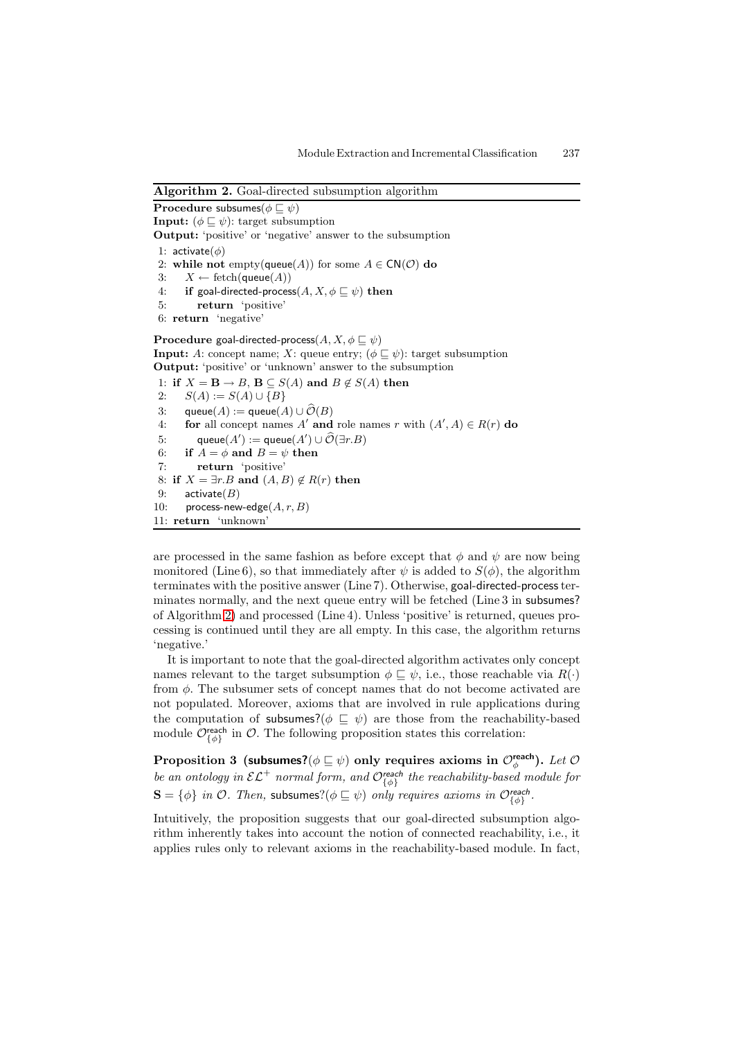**Algorithm 2.** Goal-directed subsumption algorithm

**Procedure** subsumes($\phi \sqsubseteq \psi$)
**Input:** ($\phi \sqsubseteq \psi$): target subsumption
**Output:** 'positive' or 'negative' answer to the subsumption

```
1: activate(φ)
2: while not empty(queue(A)) for some A ∈ CN(O) do
3:    X ← fetch(queue(A))
4:    if goal-directed-process(A, X, φ ⊑ ψ) then
5:       return 'positive'
6: return 'negative'
```

**Procedure** goal-directed-process($A, X, \phi \sqsubseteq \psi$)
**Input:** $A$: concept name; $X$: queue entry; ($\phi \sqsubseteq \psi$): target subsumption
**Output:** 'positive' or 'unknown' answer to the subsumption

```
1: if X = B → B, B ⊆ S(A) and B ∉ S(A) then
2:    S(A) := S(A) ∪ {B}
3:    queue(A) := queue(A) ∪ Ô(B)
4:    for all concept names A' and role names r with (A', A) ∈ R(r) do
5:       queue(A') := queue(A') ∪ Ô(∃r.B)
6:    if A = φ and B = ψ then
7:       return 'positive'
8: if X = ∃r.B and (A, B) ∉ R(r) then
9:    activate(B)
10:   process-new-edge(A, r, B)
11: return 'unknown'
```

are processed in the same fashion as before except that $\phi$ and $\psi$ are now being monitored (Line 6), so that immediately after $\psi$ is added to $S(\phi)$, the algorithm terminates with the positive answer (Line 7). Otherwise, goal-directed-process terminates normally, and the next queue entry will be fetched (Line 3 in subsumes? of Algorithm 2) and processed (Line 4). Unless 'positive' is returned, queues processing is continued until they are all empty. In this case, the algorithm returns 'negative.'

It is important to note that the goal-directed algorithm activates only concept names relevant to the target subsumption $\phi \sqsubseteq \psi$, i.e., those reachable via $R(\cdot)$ from $\phi$. The subsumer sets of concept names that do not become activated are not populated. Moreover, axioms that are involved in rule applications during the computation of subsumes?($\phi \sqsubseteq \psi$) are those from the reachability-based module $\mathcal{O}^{\mathsf{reach}}_{\{\phi\}}$ in $\mathcal{O}$. The following proposition states this correlation:

**Proposition 3 (subsumes?($\phi \sqsubseteq \psi$) only requires axioms in $\mathcal{O}^{\mathsf{reach}}_{\phi}$).** *Let $\mathcal{O}$ be an ontology in $\mathcal{EL}^{+}$ normal form, and $\mathcal{O}^{\mathsf{reach}}_{\{\phi\}}$ the reachability-based module for $\mathbf{S} = \{\phi\}$ in $\mathcal{O}$. Then,* subsumes?($\phi \sqsubseteq \psi$) *only requires axioms in $\mathcal{O}^{\mathsf{reach}}_{\{\phi\}}$.*

Intuitively, the proposition suggests that our goal-directed subsumption algorithm inherently takes into account the notion of connected reachability, i.e., it applies rules only to relevant axioms in the reachability-based module. In fact,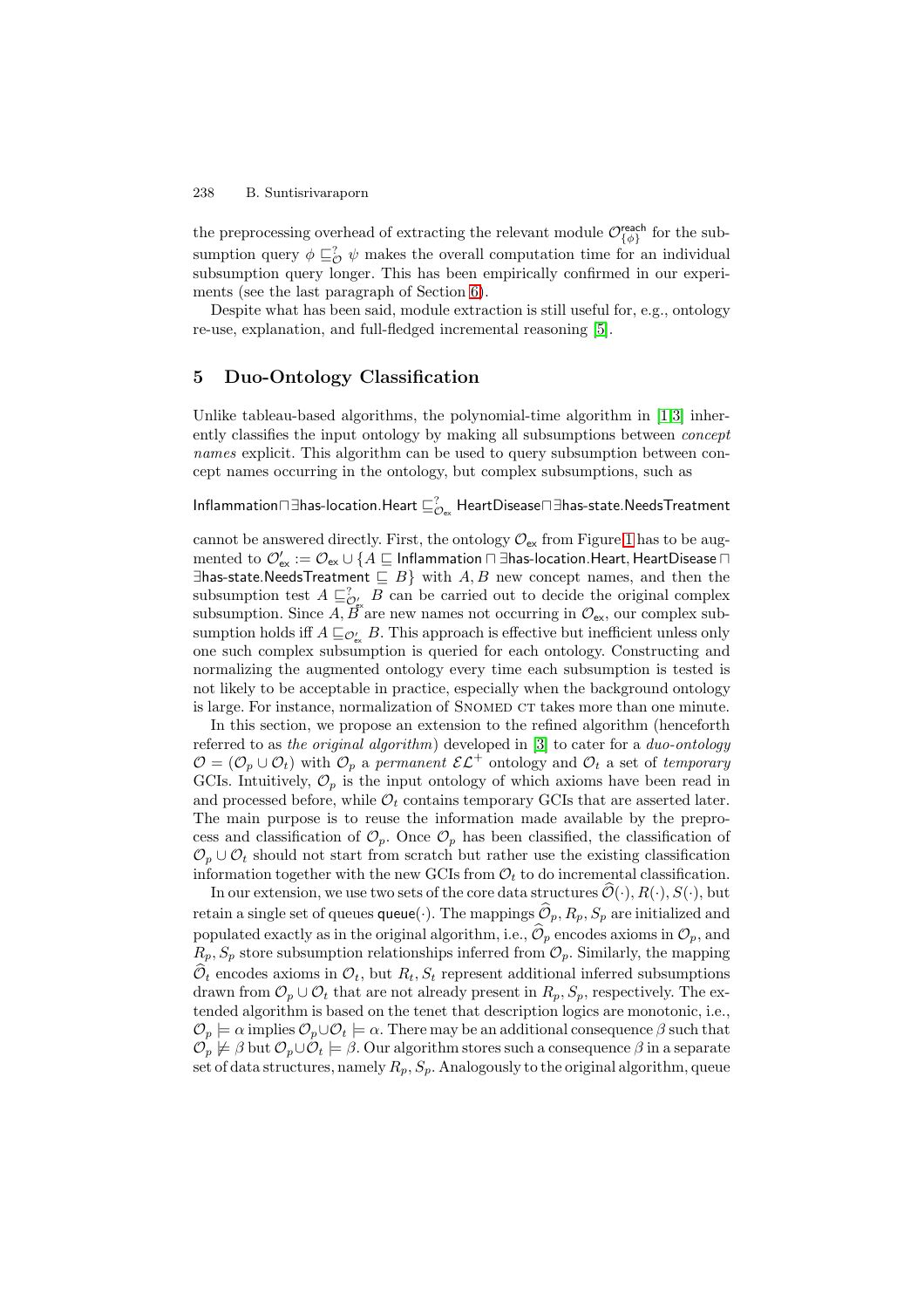the preprocessing overhead of extracting the relevant module $\mathcal{O}^{\mathsf{reach}}_{\{\phi\}}$ for the subsumption query $\phi \sqsubseteq^?_{\mathcal{O}} \psi$ makes the overall computation time for an individual subsumption query longer. This has been empirically confirmed in our experiments (see the last paragraph of Section 6).

Despite what has been said, module extraction is still useful for, e.g., ontology re-use, explanation, and full-fledged incremental reasoning [5].

## 5 Duo-Ontology Classification

Unlike tableau-based algorithms, the polynomial-time algorithm in [1,3] inherently classifies the input ontology by making all subsumptions between *concept names* explicit. This algorithm can be used to query subsumption between concept names occurring in the ontology, but complex subsumptions, such as

$$\mathsf{Inflammation} \sqcap \exists \mathsf{has\text{-}location}.\mathsf{Heart} \sqsubseteq^?_{\mathcal{O}_{\mathsf{ex}}} \mathsf{HeartDisease} \sqcap \exists \mathsf{has\text{-}state}.\mathsf{NeedsTreatment}$$

cannot be answered directly. First, the ontology $\mathcal{O}_{\mathsf{ex}}$ from Figure 1 has to be augmented to $\mathcal{O}'_{\mathsf{ex}} := \mathcal{O}_{\mathsf{ex}} \cup \{A \sqsubseteq \mathsf{Inflammation} \sqcap \exists \mathsf{has\text{-}location}.\mathsf{Heart}, \mathsf{HeartDisease} \sqcap \exists \mathsf{has\text{-}state}.\mathsf{NeedsTreatment} \sqsubseteq B\}$ with $A, B$ new concept names, and then the subsumption test $A \sqsubseteq^?_{\mathcal{O}'_{\mathsf{ex}}} B$ can be carried out to decide the original complex subsumption. Since $A, B$ are new names not occurring in $\mathcal{O}_{\mathsf{ex}}$, our complex subsumption holds iff $A \sqsubseteq_{\mathcal{O}'_{\mathsf{ex}}} B$. This approach is effective but inefficient unless only one such complex subsumption is queried for each ontology. Constructing and normalizing the augmented ontology every time each subsumption is tested is not likely to be acceptable in practice, especially when the background ontology is large. For instance, normalization of SNOMED CT takes more than one minute.

In this section, we propose an extension to the refined algorithm (henceforth referred to as *the original algorithm*) developed in [3] to cater for a *duo-ontology* $\mathcal{O} = (\mathcal{O}_p \cup \mathcal{O}_t)$ with $\mathcal{O}_p$ a *permanent* $\mathcal{EL}^+$ ontology and $\mathcal{O}_t$ a set of *temporary* GCIs. Intuitively, $\mathcal{O}_p$ is the input ontology of which axioms have been read in and processed before, while $\mathcal{O}_t$ contains temporary GCIs that are asserted later. The main purpose is to reuse the information made available by the preprocess and classification of $\mathcal{O}_p$. Once $\mathcal{O}_p$ has been classified, the classification of $\mathcal{O}_p \cup \mathcal{O}_t$ should not start from scratch but rather use the existing classification information together with the new GCIs from $\mathcal{O}_t$ to do incremental classification.

In our extension, we use two sets of the core data structures $\widehat{\mathcal{O}}(\cdot), R(\cdot), S(\cdot)$, but retain a single set of queues $\mathsf{queue}(\cdot)$. The mappings $\widehat{\mathcal{O}}_p, R_p, S_p$ are initialized and populated exactly as in the original algorithm, i.e., $\widehat{\mathcal{O}}_p$ encodes axioms in $\mathcal{O}_p$, and $R_p, S_p$ store subsumption relationships inferred from $\mathcal{O}_p$. Similarly, the mapping $\widehat{\mathcal{O}}_t$ encodes axioms in $\mathcal{O}_t$, but $R_t, S_t$ represent additional inferred subsumptions drawn from $\mathcal{O}_p \cup \mathcal{O}_t$ that are not already present in $R_p, S_p$, respectively. The extended algorithm is based on the tenet that description logics are monotonic, i.e., $\mathcal{O}_p \models \alpha$ implies $\mathcal{O}_p \cup \mathcal{O}_t \models \alpha$. There may be an additional consequence $\beta$ such that $\mathcal{O}_p \not\models \beta$ but $\mathcal{O}_p \cup \mathcal{O}_t \models \beta$. Our algorithm stores such a consequence $\beta$ in a separate set of data structures, namely $R_p, S_p$. Analogously to the original algorithm, queue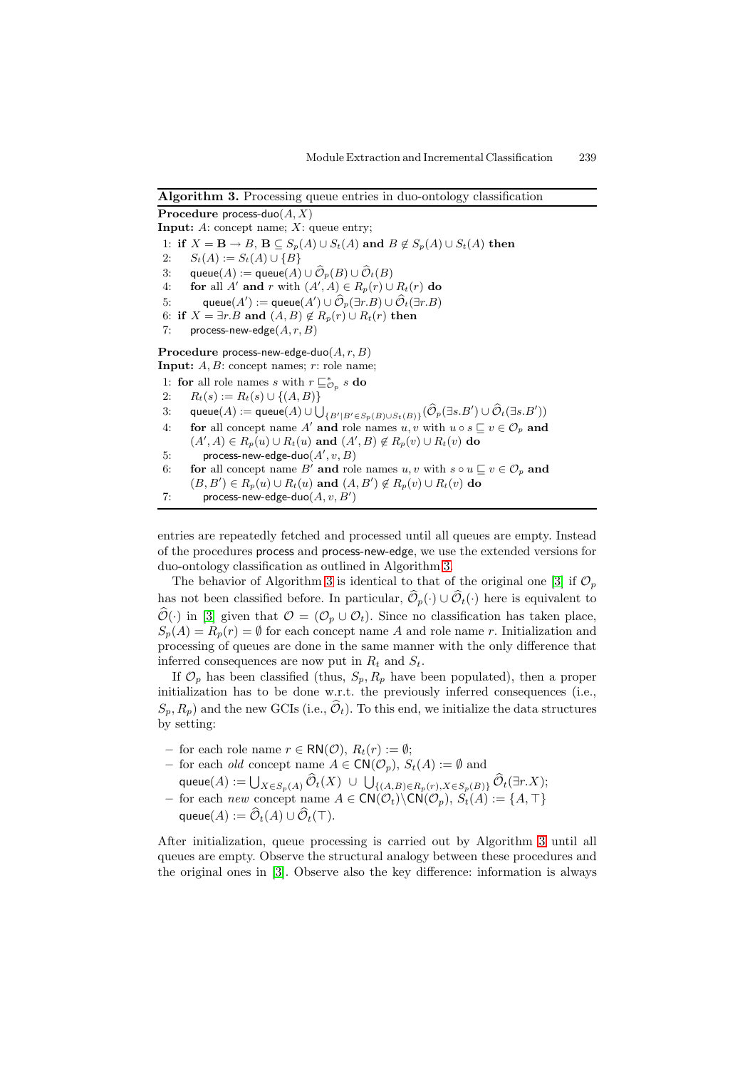**Algorithm 3.** Processing queue entries in duo-ontology classification

```
Procedure process-duo(A, X)
Input: A: concept name; X: queue entry;
1: if X = B → B, B ⊆ S_p(A) ∪ S_t(A) and B ∉ S_p(A) ∪ S_t(A) then
2:     S_t(A) := S_t(A) ∪ {B}
3:     queue(A) := queue(A) ∪ Ô_p(B) ∪ Ô_t(B)
4:     for all A' and r with (A', A) ∈ R_p(r) ∪ R_t(r) do
5:         queue(A') := queue(A') ∪ Ô_p(∃r.B) ∪ Ô_t(∃r.B)
6: if X = ∃r.B and (A, B) ∉ R_p(r) ∪ R_t(r) then
7:     process-new-edge(A, r, B)

Procedure process-new-edge-duo(A, r, B)
Input: A, B: concept names; r: role name;
1: for all role names s with r ⊑*_{O_p} s do
2:     R_t(s) := R_t(s) ∪ {(A, B)}
3:     queue(A) := queue(A) ∪ ⋃_{B' | B' ∈ S_p(B) ∪ S_t(B)} (Ô_p(∃s.B') ∪ Ô_t(∃s.B'))
4:     for all concept name A' and role names u, v with u ∘ s ⊑ v ∈ O_p and
       (A', A) ∈ R_p(u) ∪ R_t(u) and (A', B) ∉ R_p(v) ∪ R_t(v) do
5:         process-new-edge-duo(A', v, B)
6:     for all concept name B' and role names u, v with s ∘ u ⊑ v ∈ O_p and
       (B, B') ∈ R_p(u) ∪ R_t(u) and (A, B') ∉ R_p(v) ∪ R_t(v) do
7:         process-new-edge-duo(A, v, B')
```

entries are repeatedly fetched and processed until all queues are empty. Instead of the procedures process and process-new-edge, we use the extended versions for duo-ontology classification as outlined in Algorithm 3.

The behavior of Algorithm 3 is identical to that of the original one [3] if $\mathcal{O}_p$ has not been classified before. In particular, $\widehat{\mathcal{O}}_p(\cdot) \cup \widehat{\mathcal{O}}_t(\cdot)$ here is equivalent to $\widehat{\mathcal{O}}(\cdot)$ in [3] given that $\mathcal{O} = (\mathcal{O}_p \cup \mathcal{O}_t)$. Since no classification has taken place, $S_p(A) = R_p(r) = \emptyset$ for each concept name $A$ and role name $r$. Initialization and processing of queues are done in the same manner with the only difference that inferred consequences are now put in $R_t$ and $S_t$.

If $\mathcal{O}_p$ has been classified (thus, $S_p, R_p$ have been populated), then a proper initialization has to be done w.r.t. the previously inferred consequences (i.e., $S_p, R_p$) and the new GCIs (i.e., $\widehat{\mathcal{O}}_t$). To this end, we initialize the data structures by setting:

- for each role name $r \in \mathsf{RN}(\mathcal{O})$, $R_t(r) := \emptyset$;
- for each *old* concept name $A \in \mathsf{CN}(\mathcal{O}_p)$, $S_t(A) := \emptyset$ and $\mathsf{queue}(A) := \bigcup_{X \in S_p(A)} \widehat{\mathcal{O}}_t(X) \ \cup \ \bigcup_{\{(A,B) \in R_p(r), X \in S_p(B)\}} \widehat{\mathcal{O}}_t(\exists r.X)$;
- for each *new* concept name $A \in \mathsf{CN}(\mathcal{O}_t) \backslash \mathsf{CN}(\mathcal{O}_p)$, $S_t(A) := \{A, \top\}$ $\mathsf{queue}(A) := \widehat{\mathcal{O}}_t(A) \cup \widehat{\mathcal{O}}_t(\top)$.

After initialization, queue processing is carried out by Algorithm 3 until all queues are empty. Observe the structural analogy between these procedures and the original ones in [3]. Observe also the key difference: information is always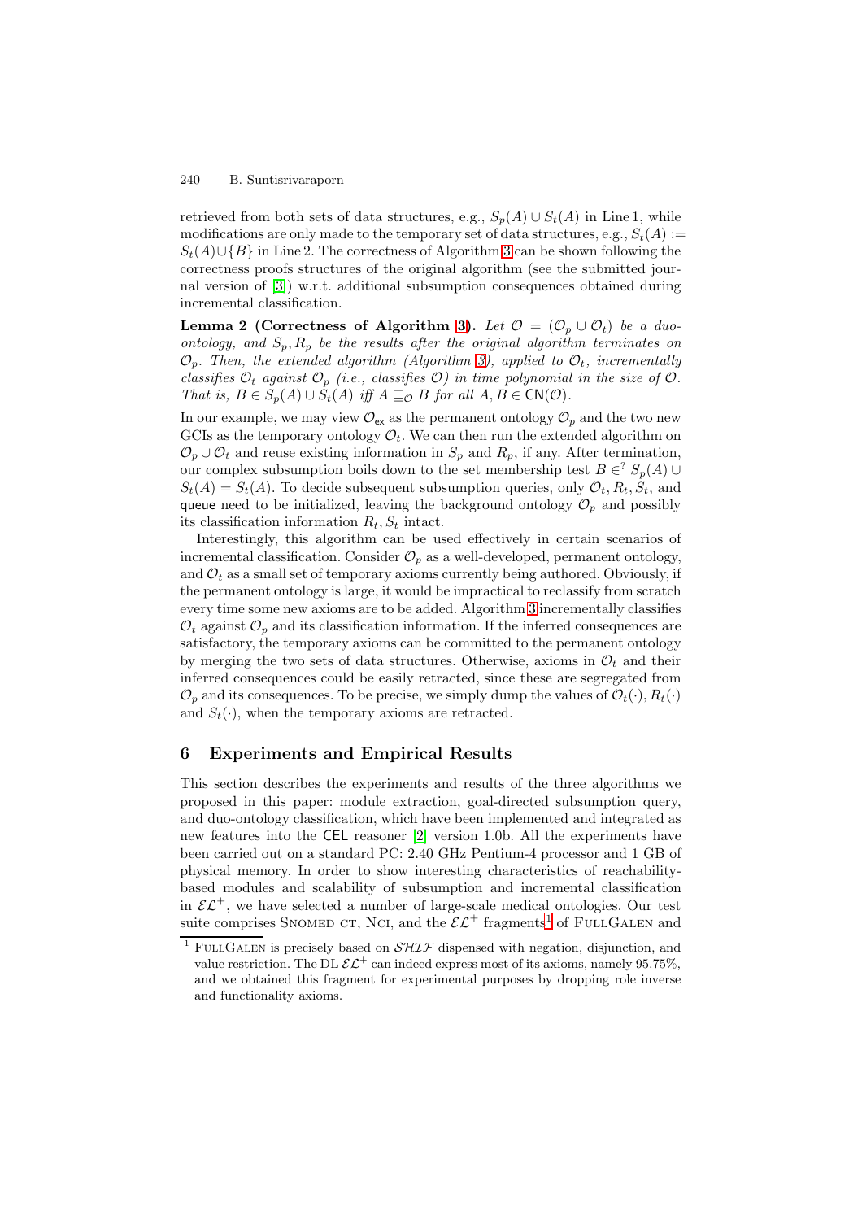retrieved from both sets of data structures, e.g., $S_p(A) \cup S_t(A)$ in Line 1, while modifications are only made to the temporary set of data structures, e.g., $S_t(A) := S_t(A) \cup \{B\}$ in Line 2. The correctness of Algorithm 3 can be shown following the correctness proofs structures of the original algorithm (see the submitted journal version of [3]) w.r.t. additional subsumption consequences obtained during incremental classification.

**Lemma 2 (Correctness of Algorithm 3).** *Let $\mathcal{O} = (\mathcal{O}_p \cup \mathcal{O}_t)$ be a duo-ontology, and $S_p, R_p$ be the results after the original algorithm terminates on $\mathcal{O}_p$. Then, the extended algorithm (Algorithm 3), applied to $\mathcal{O}_t$, incrementally classifies $\mathcal{O}_t$ against $\mathcal{O}_p$ (i.e., classifies $\mathcal{O}$) in time polynomial in the size of $\mathcal{O}$. That is, $B \in S_p(A) \cup S_t(A)$ iff $A \sqsubseteq_{\mathcal{O}} B$ for all $A, B \in \mathsf{CN}(\mathcal{O})$.*

In our example, we may view $\mathcal{O}_{\mathsf{ex}}$ as the permanent ontology $\mathcal{O}_p$ and the two new GCIs as the temporary ontology $\mathcal{O}_t$. We can then run the extended algorithm on $\mathcal{O}_p \cup \mathcal{O}_t$ and reuse existing information in $S_p$ and $R_p$, if any. After termination, our complex subsumption boils down to the set membership test $B \in^? S_p(A) \cup S_t(A) = S_t(A)$. To decide subsequent subsumption queries, only $\mathcal{O}_t, R_t, S_t$, and $\mathsf{queue}$ need to be initialized, leaving the background ontology $\mathcal{O}_p$ and possibly its classification information $R_t, S_t$ intact.

Interestingly, this algorithm can be used effectively in certain scenarios of incremental classification. Consider $\mathcal{O}_p$ as a well-developed, permanent ontology, and $\mathcal{O}_t$ as a small set of temporary axioms currently being authored. Obviously, if the permanent ontology is large, it would be impractical to reclassify from scratch every time some new axioms are to be added. Algorithm 3 incrementally classifies $\mathcal{O}_t$ against $\mathcal{O}_p$ and its classification information. If the inferred consequences are satisfactory, the temporary axioms can be committed to the permanent ontology by merging the two sets of data structures. Otherwise, axioms in $\mathcal{O}_t$ and their inferred consequences could be easily retracted, since these are segregated from $\mathcal{O}_p$ and its consequences. To be precise, we simply dump the values of $\mathcal{O}_t(\cdot), R_t(\cdot)$ and $S_t(\cdot)$, when the temporary axioms are retracted.

## 6 Experiments and Empirical Results

This section describes the experiments and results of the three algorithms we proposed in this paper: module extraction, goal-directed subsumption query, and duo-ontology classification, which have been implemented and integrated as new features into the CEL reasoner [2] version 1.0b. All the experiments have been carried out on a standard PC: 2.40 GHz Pentium-4 processor and 1 GB of physical memory. In order to show interesting characteristics of reachability-based modules and scalability of subsumption and incremental classification in $\mathcal{EL}^+$, we have selected a number of large-scale medical ontologies. Our test suite comprises Snomed ct, Nci, and the $\mathcal{EL}^+$ fragments[1] of FullGalen and

[1] FullGalen is precisely based on $\mathcal{SHIF}$ dispensed with negation, disjunction, and value restriction. The DL $\mathcal{EL}^+$ can indeed express most of its axioms, namely 95.75%, and we obtained this fragment for experimental purposes by dropping role inverse and functionality axioms.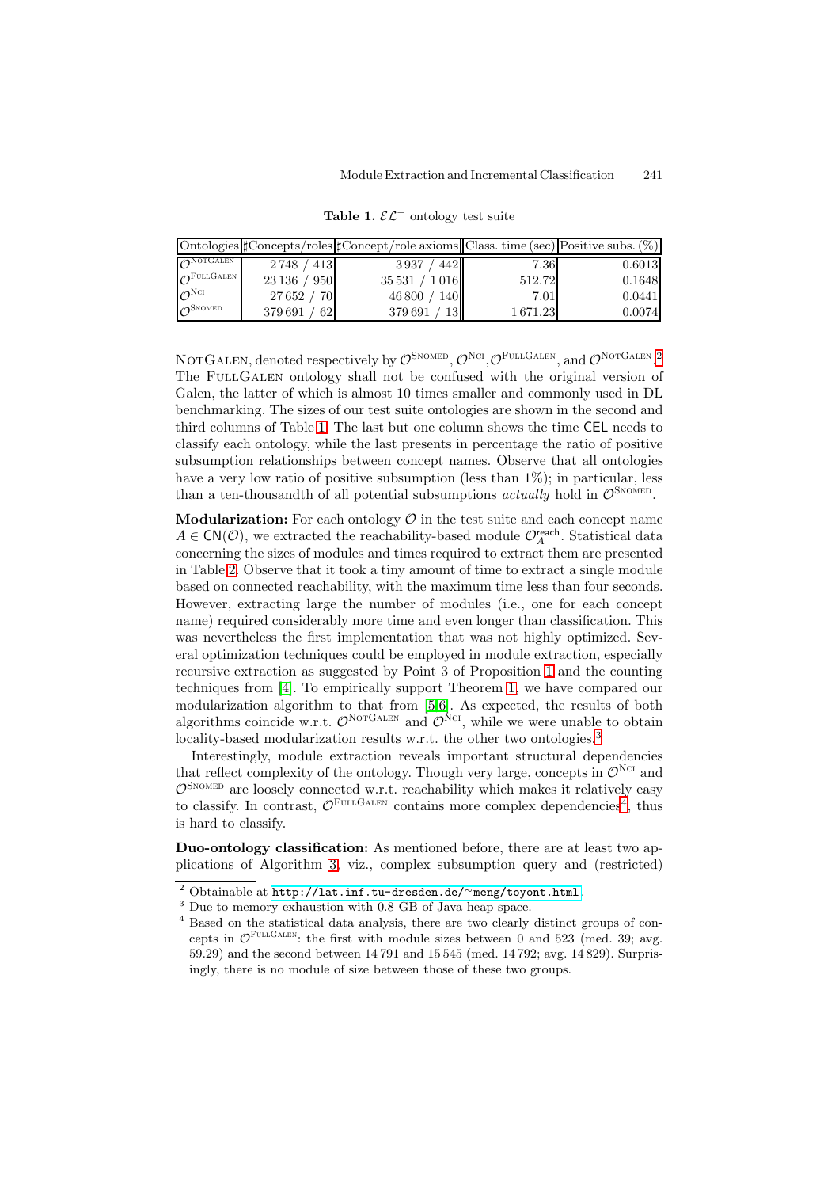**Table 1.** $\mathcal{EL}^+$ ontology test suite

| Ontologies | ♯Concepts/roles | ♯Concept/role axioms | Class. time (sec) | Positive subs. (%) |
|---|---|---|---|---|
| $\mathcal{O}^{\text{NotGalen}}$ | 2 748 / 413 | 3 937 / 442 | 7.36 | 0.6013 |
| $\mathcal{O}^{\text{FullGalen}}$ | 23 136 / 950 | 35 531 / 1 016 | 512.72 | 0.1648 |
| $\mathcal{O}^{\text{Nci}}$ | 27 652 / 70 | 46 800 / 140 | 7.01 | 0.0441 |
| $\mathcal{O}^{\text{Snomed}}$ | 379 691 / 62 | 379 691 / 13 | 1 671.23 | 0.0074 |

NotGalen, denoted respectively by $\mathcal{O}^{\text{Snomed}}$, $\mathcal{O}^{\text{Nci}}$, $\mathcal{O}^{\text{FullGalen}}$, and $\mathcal{O}^{\text{NotGalen}}$.[2] The FullGalen ontology shall not be confused with the original version of Galen, the latter of which is almost 10 times smaller and commonly used in DL benchmarking. The sizes of our test suite ontologies are shown in the second and third columns of Table 1. The last but one column shows the time CEL needs to classify each ontology, while the last presents in percentage the ratio of positive subsumption relationships between concept names. Observe that all ontologies have a very low ratio of positive subsumption (less than 1%); in particular, less than a ten-thousandth of all potential subsumptions *actually* hold in $\mathcal{O}^{\text{Snomed}}$.

**Modularization:** For each ontology $\mathcal{O}$ in the test suite and each concept name $A \in \mathsf{CN}(\mathcal{O})$, we extracted the reachability-based module $\mathcal{O}^{\mathsf{reach}}_A$. Statistical data concerning the sizes of modules and times required to extract them are presented in Table 2. Observe that it took a tiny amount of time to extract a single module based on connected reachability, with the maximum time less than four seconds. However, extracting large the number of modules (i.e., one for each concept name) required considerably more time and even longer than classification. This was nevertheless the first implementation that was not highly optimized. Several optimization techniques could be employed in module extraction, especially recursive extraction as suggested by Point 3 of Proposition 1 and the counting techniques from [4]. To empirically support Theorem 1, we have compared our modularization algorithm to that from [5,6]. As expected, the results of both algorithms coincide w.r.t. $\mathcal{O}^{\text{NotGalen}}$ and $\mathcal{O}^{\text{Nci}}$, while we were unable to obtain locality-based modularization results w.r.t. the other two ontologies.[3]

Interestingly, module extraction reveals important structural dependencies that reflect complexity of the ontology. Though very large, concepts in $\mathcal{O}^{\text{Nci}}$ and $\mathcal{O}^{\text{Snomed}}$ are loosely connected w.r.t. reachability which makes it relatively easy to classify. In contrast, $\mathcal{O}^{\text{FullGalen}}$ contains more complex dependencies[4], thus is hard to classify.

**Duo-ontology classification:** As mentioned before, there are at least two applications of Algorithm 3, viz., complex subsumption query and (restricted)

---

[2] Obtainable at http://lat.inf.tu-dresden.de/~meng/toyont.html

[3] Due to memory exhaustion with 0.8 GB of Java heap space.

[4] Based on the statistical data analysis, there are two clearly distinct groups of concepts in $\mathcal{O}^{\text{FullGalen}}$: the first with module sizes between 0 and 523 (med. 39; avg. 59.29) and the second between 14 791 and 15 545 (med. 14 792; avg. 14 829). Surprisingly, there is no module of size between those of these two groups.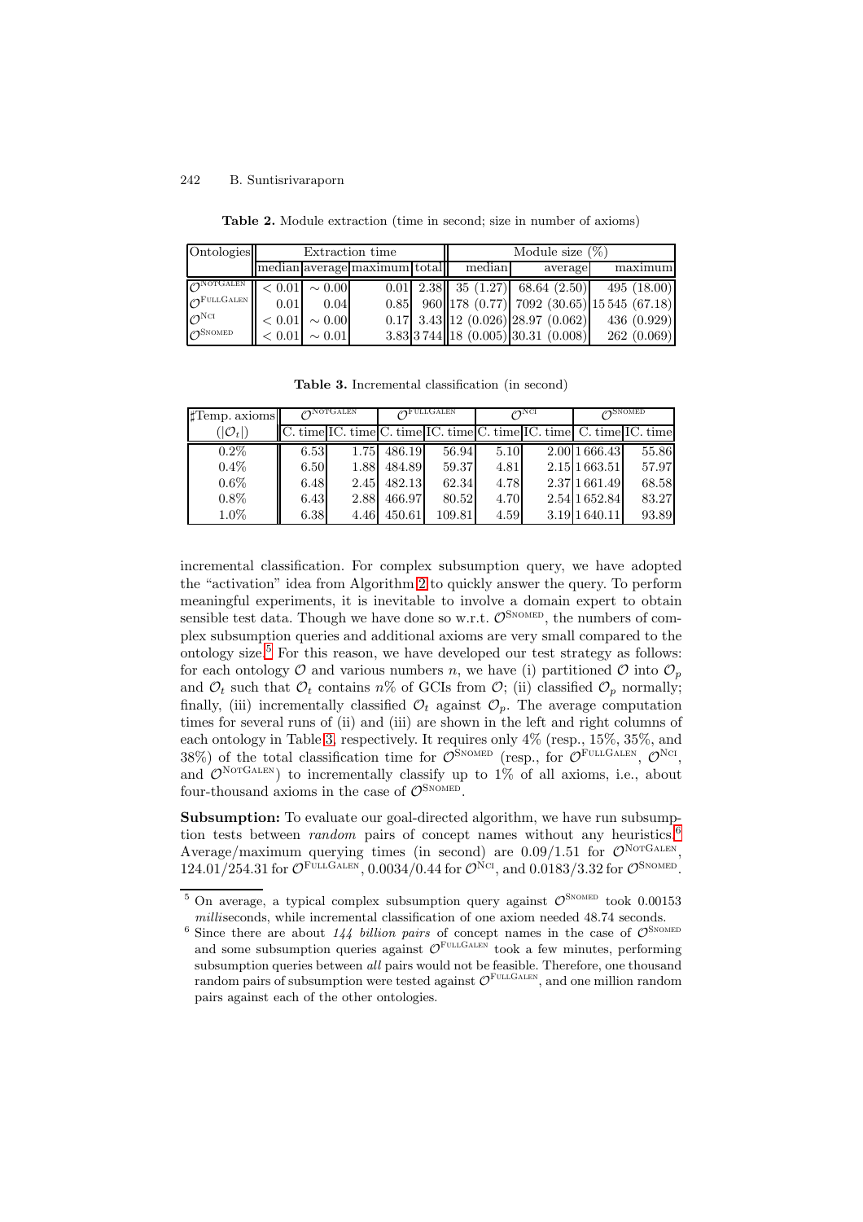**Table 2.** Module extraction (time in second; size in number of axioms)

| Ontologies | Extraction time | | | | Module size (%) | | |
|---|---|---|---|---|---|---|---|
| | median | average | maximum | total | median | average | maximum |
| $\mathcal{O}^{\text{NotGalen}}$ | $< 0.01$ | $\sim 0.00$ | 0.01 | 2.38 | 35 (1.27) | 68.64 (2.50) | 495 (18.00) |
| $\mathcal{O}^{\text{FullGalen}}$ | 0.01 | 0.04 | 0.85 | 960 | 178 (0.77) | 7092 (30.65) | 15 545 (67.18) |
| $\mathcal{O}^{\text{Nci}}$ | $< 0.01$ | $\sim 0.00$ | 0.17 | 3.43 | 12 (0.026) | 28.97 (0.062) | 436 (0.929) |
| $\mathcal{O}^{\text{Snomed}}$ | $< 0.01$ | $\sim 0.01$ | 3.83 | 3 744 | 18 (0.005) | 30.31 (0.008) | 262 (0.069) |

**Table 3.** Incremental classification (in second)

| ♯Temp. axioms | $\mathcal{O}^{\text{NotGalen}}$ | | $\mathcal{O}^{\text{FullGalen}}$ | | $\mathcal{O}^{\text{Nci}}$ | | $\mathcal{O}^{\text{Snomed}}$ | |
|---|---|---|---|---|---|---|---|---|
| ($\lvert\mathcal{O}_t\rvert$) | C. time | IC. time | C. time | IC. time | C. time | IC. time | C. time | IC. time |
| 0.2% | 6.53 | 1.75 | 486.19 | 56.94 | 5.10 | 2.00 | 1 666.43 | 55.86 |
| 0.4% | 6.50 | 1.88 | 484.89 | 59.37 | 4.81 | 2.15 | 1 663.51 | 57.97 |
| 0.6% | 6.48 | 2.45 | 482.13 | 62.34 | 4.78 | 2.37 | 1 661.49 | 68.58 |
| 0.8% | 6.43 | 2.88 | 466.97 | 80.52 | 4.70 | 2.54 | 1 652.84 | 83.27 |
| 1.0% | 6.38 | 4.46 | 450.61 | 109.81 | 4.59 | 3.19 | 1 640.11 | 93.89 |

incremental classification. For complex subsumption query, we have adopted the "activation" idea from Algorithm 2 to quickly answer the query. To perform meaningful experiments, it is inevitable to involve a domain expert to obtain sensible test data. Though we have done so w.r.t. $\mathcal{O}^{\text{Snomed}}$, the numbers of complex subsumption queries and additional axioms are very small compared to the ontology size.[5] For this reason, we have developed our test strategy as follows: for each ontology $\mathcal{O}$ and various numbers $n$, we have (i) partitioned $\mathcal{O}$ into $\mathcal{O}_p$ and $\mathcal{O}_t$ such that $\mathcal{O}_t$ contains $n$% of GCIs from $\mathcal{O}$; (ii) classified $\mathcal{O}_p$ normally; finally, (iii) incrementally classified $\mathcal{O}_t$ against $\mathcal{O}_p$. The average computation times for several runs of (ii) and (iii) are shown in the left and right columns of each ontology in Table 3, respectively. It requires only 4% (resp., 15%, 35%, and 38%) of the total classification time for $\mathcal{O}^{\text{Snomed}}$ (resp., for $\mathcal{O}^{\text{FullGalen}}$, $\mathcal{O}^{\text{Nci}}$, and $\mathcal{O}^{\text{NotGalen}}$) to incrementally classify up to 1% of all axioms, i.e., about four-thousand axioms in the case of $\mathcal{O}^{\text{Snomed}}$.

**Subsumption:** To evaluate our goal-directed algorithm, we have run subsumption tests between *random* pairs of concept names without any heuristics.[6] Average/maximum querying times (in second) are 0.09/1.51 for $\mathcal{O}^{\text{NotGalen}}$, 124.01/254.31 for $\mathcal{O}^{\text{FullGalen}}$, 0.0034/0.44 for $\mathcal{O}^{\text{Nci}}$, and 0.0183/3.32 for $\mathcal{O}^{\text{Snomed}}$.

---

[5] On average, a typical complex subsumption query against $\mathcal{O}^{\text{Snomed}}$ took 0.00153 *milli*seconds, while incremental classification of one axiom needed 48.74 seconds.

[6] Since there are about *144 billion pairs* of concept names in the case of $\mathcal{O}^{\text{Snomed}}$ and some subsumption queries against $\mathcal{O}^{\text{FullGalen}}$ took a few minutes, performing subsumption queries between *all* pairs would not be feasible. Therefore, one thousand random pairs of subsumption were tested against $\mathcal{O}^{\text{FullGalen}}$, and one million random pairs against each of the other ontologies.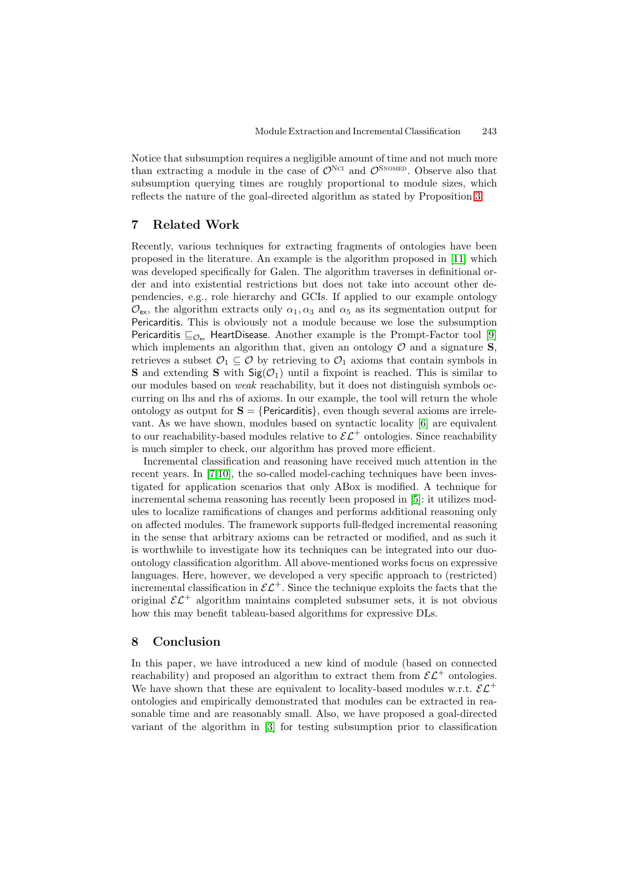Notice that subsumption requires a negligible amount of time and not much more than extracting a module in the case of $\mathcal{O}^{\text{NCI}}$ and $\mathcal{O}^{\text{SNOMED}}$. Observe also that subsumption querying times are roughly proportional to module sizes, which reflects the nature of the goal-directed algorithm as stated by Proposition 3.

## 7 Related Work

Recently, various techniques for extracting fragments of ontologies have been proposed in the literature. An example is the algorithm proposed in [11] which was developed specifically for Galen. The algorithm traverses in definitional order and into existential restrictions but does not take into account other dependencies, e.g., role hierarchy and GCIs. If applied to our example ontology $\mathcal{O}_{\mathsf{ex}}$, the algorithm extracts only $\alpha_1, \alpha_3$ and $\alpha_5$ as its segmentation output for $\mathsf{Pericarditis}$. This is obviously not a module because we lose the subsumption $\mathsf{Pericarditis} \sqsubseteq_{\mathcal{O}_{\mathsf{ex}}} \mathsf{HeartDisease}$. Another example is the Prompt-Factor tool [9] which implements an algorithm that, given an ontology $\mathcal{O}$ and a signature $\mathbf{S}$, retrieves a subset $\mathcal{O}_1 \subseteq \mathcal{O}$ by retrieving to $\mathcal{O}_1$ axioms that contain symbols in $\mathbf{S}$ and extending $\mathbf{S}$ with $\mathsf{Sig}(\mathcal{O}_1)$ until a fixpoint is reached. This is similar to our modules based on *weak* reachability, but it does not distinguish symbols occurring on lhs and rhs of axioms. In our example, the tool will return the whole ontology as output for $\mathbf{S} = \{\mathsf{Pericarditis}\}$, even though several axioms are irrelevant. As we have shown, modules based on syntactic locality [6] are equivalent to our reachability-based modules relative to $\mathcal{EL}^+$ ontologies. Since reachability is much simpler to check, our algorithm has proved more efficient.

Incremental classification and reasoning have received much attention in the recent years. In [7,10], the so-called model-caching techniques have been investigated for application scenarios that only ABox is modified. A technique for incremental schema reasoning has recently been proposed in [5]: it utilizes modules to localize ramifications of changes and performs additional reasoning only on affected modules. The framework supports full-fledged incremental reasoning in the sense that arbitrary axioms can be retracted or modified, and as such it is worthwhile to investigate how its techniques can be integrated into our duo-ontology classification algorithm. All above-mentioned works focus on expressive languages. Here, however, we developed a very specific approach to (restricted) incremental classification in $\mathcal{EL}^+$. Since the technique exploits the facts that the original $\mathcal{EL}^+$ algorithm maintains completed subsumer sets, it is not obvious how this may benefit tableau-based algorithms for expressive DLs.

## 8 Conclusion

In this paper, we have introduced a new kind of module (based on connected reachability) and proposed an algorithm to extract them from $\mathcal{EL}^+$ ontologies. We have shown that these are equivalent to locality-based modules w.r.t. $\mathcal{EL}^+$ ontologies and empirically demonstrated that modules can be extracted in reasonable time and are reasonably small. Also, we have proposed a goal-directed variant of the algorithm in [3] for testing subsumption prior to classification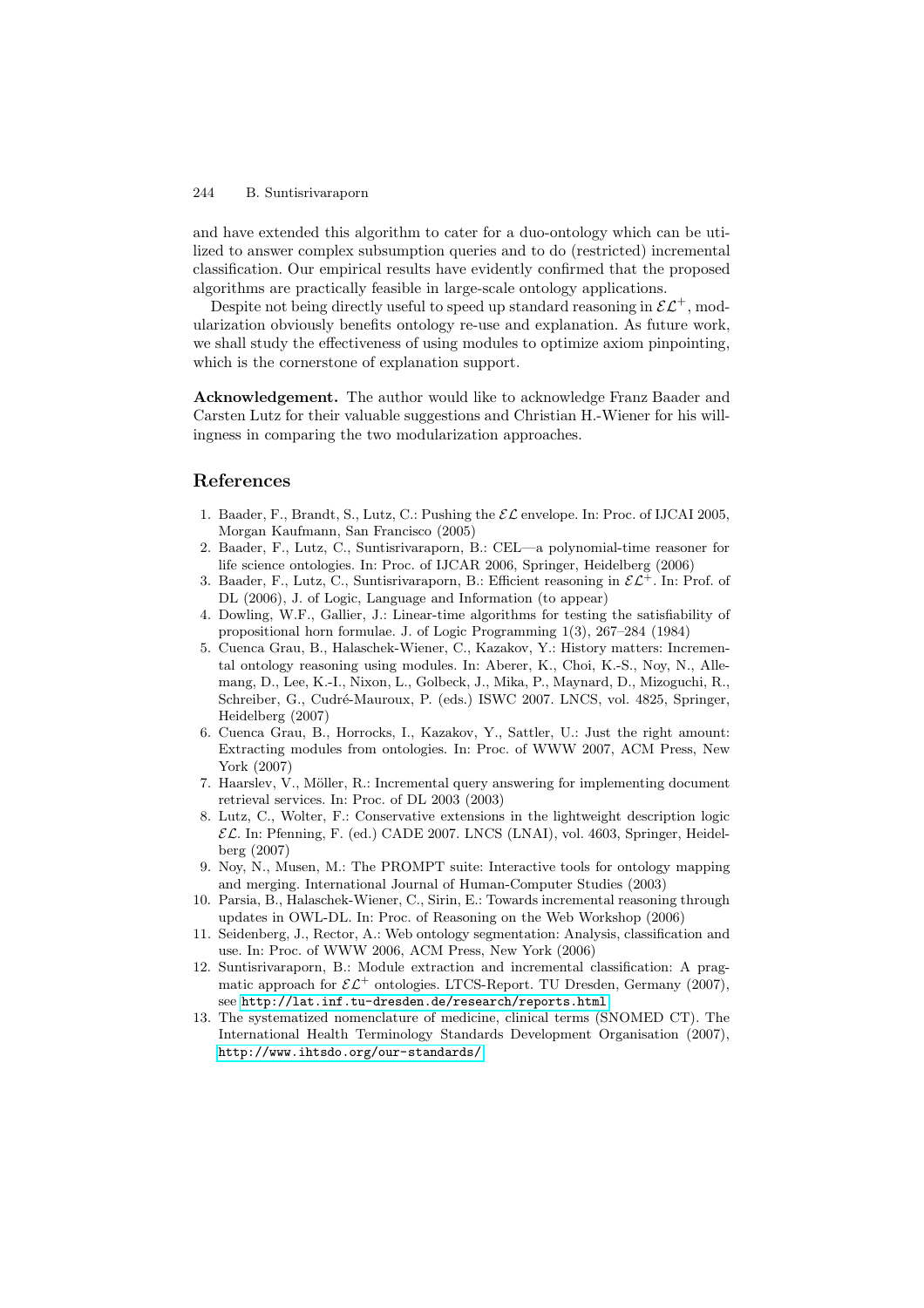and have extended this algorithm to cater for a duo-ontology which can be utilized to answer complex subsumption queries and to do (restricted) incremental classification. Our empirical results have evidently confirmed that the proposed algorithms are practically feasible in large-scale ontology applications.

Despite not being directly useful to speed up standard reasoning in $\mathcal{EL}^+$, modularization obviously benefits ontology re-use and explanation. As future work, we shall study the effectiveness of using modules to optimize axiom pinpointing, which is the cornerstone of explanation support.

**Acknowledgement.** The author would like to acknowledge Franz Baader and Carsten Lutz for their valuable suggestions and Christian H.-Wiener for his willingness in comparing the two modularization approaches.

## References

1. Baader, F., Brandt, S., Lutz, C.: Pushing the $\mathcal{EL}$ envelope. In: Proc. of IJCAI 2005, Morgan Kaufmann, San Francisco (2005)
2. Baader, F., Lutz, C., Suntisrivaraporn, B.: CEL—a polynomial-time reasoner for life science ontologies. In: Proc. of IJCAR 2006, Springer, Heidelberg (2006)
3. Baader, F., Lutz, C., Suntisrivaraporn, B.: Efficient reasoning in $\mathcal{EL}^+$. In: Prof. of DL (2006), J. of Logic, Language and Information (to appear)
4. Dowling, W.F., Gallier, J.: Linear-time algorithms for testing the satisfiability of propositional horn formulae. J. of Logic Programming 1(3), 267–284 (1984)
5. Cuenca Grau, B., Halaschek-Wiener, C., Kazakov, Y.: History matters: Incremental ontology reasoning using modules. In: Aberer, K., Choi, K.-S., Noy, N., Allemang, D., Lee, K.-I., Nixon, L., Golbeck, J., Mika, P., Maynard, D., Mizoguchi, R., Schreiber, G., Cudré-Mauroux, P. (eds.) ISWC 2007. LNCS, vol. 4825, Springer, Heidelberg (2007)
6. Cuenca Grau, B., Horrocks, I., Kazakov, Y., Sattler, U.: Just the right amount: Extracting modules from ontologies. In: Proc. of WWW 2007, ACM Press, New York (2007)
7. Haarslev, V., Möller, R.: Incremental query answering for implementing document retrieval services. In: Proc. of DL 2003 (2003)
8. Lutz, C., Wolter, F.: Conservative extensions in the lightweight description logic $\mathcal{EL}$. In: Pfenning, F. (ed.) CADE 2007. LNCS (LNAI), vol. 4603, Springer, Heidelberg (2007)
9. Noy, N., Musen, M.: The PROMPT suite: Interactive tools for ontology mapping and merging. International Journal of Human-Computer Studies (2003)
10. Parsia, B., Halaschek-Wiener, C., Sirin, E.: Towards incremental reasoning through updates in OWL-DL. In: Proc. of Reasoning on the Web Workshop (2006)
11. Seidenberg, J., Rector, A.: Web ontology segmentation: Analysis, classification and use. In: Proc. of WWW 2006, ACM Press, New York (2006)
12. Suntisrivaraporn, B.: Module extraction and incremental classification: A pragmatic approach for $\mathcal{EL}^+$ ontologies. LTCS-Report. TU Dresden, Germany (2007), see http://lat.inf.tu-dresden.de/research/reports.html
13. The systematized nomenclature of medicine, clinical terms (SNOMED CT). The International Health Terminology Standards Development Organisation (2007), http://www.ihtsdo.org/our-standards/